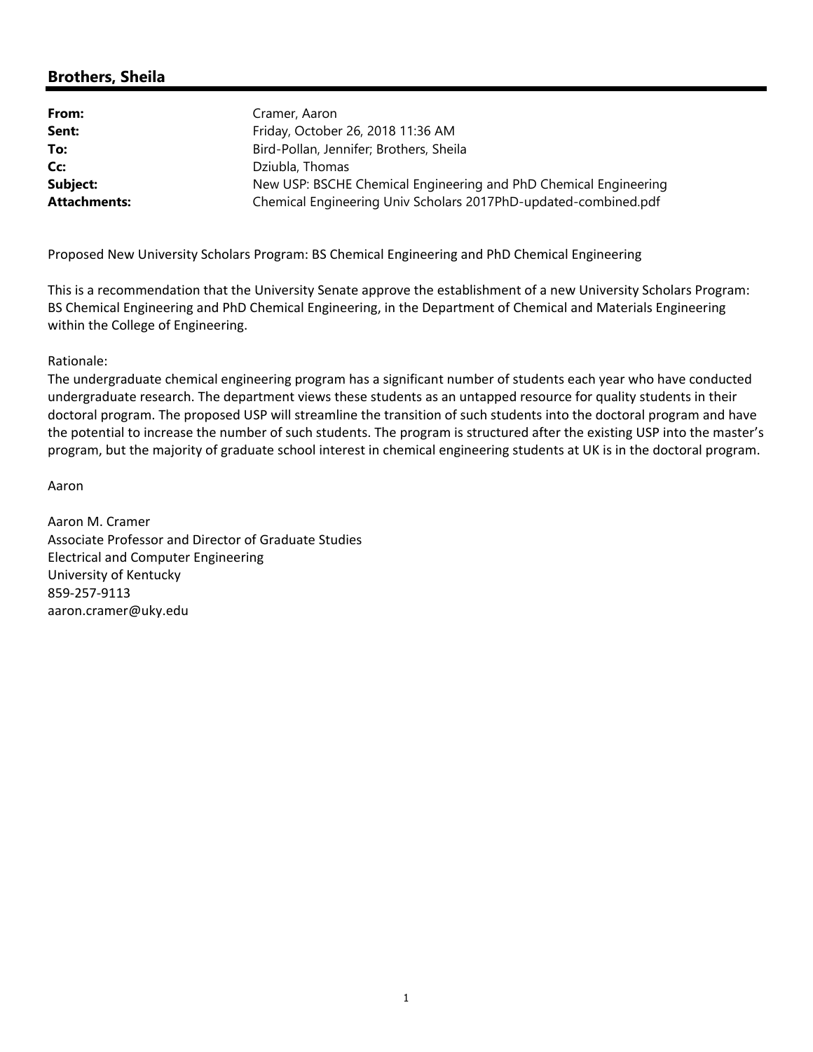## Brothers, Sheila

| | |
|---|---|
| **From:** | Cramer, Aaron |
| **Sent:** | Friday, October 26, 2018 11:36 AM |
| **To:** | Bird-Pollan, Jennifer; Brothers, Sheila |
| **Cc:** | Dziubla, Thomas |
| **Subject:** | New USP: BSCHE Chemical Engineering and PhD Chemical Engineering |
| **Attachments:** | Chemical Engineering Univ Scholars 2017PhD-updated-combined.pdf |

Proposed New University Scholars Program: BS Chemical Engineering and PhD Chemical Engineering

This is a recommendation that the University Senate approve the establishment of a new University Scholars Program: BS Chemical Engineering and PhD Chemical Engineering, in the Department of Chemical and Materials Engineering within the College of Engineering.

Rationale:
The undergraduate chemical engineering program has a significant number of students each year who have conducted undergraduate research. The department views these students as an untapped resource for quality students in their doctoral program. The proposed USP will streamline the transition of such students into the doctoral program and have the potential to increase the number of such students. The program is structured after the existing USP into the master's program, but the majority of graduate school interest in chemical engineering students at UK is in the doctoral program.

Aaron

Aaron M. Cramer
Associate Professor and Director of Graduate Studies
Electrical and Computer Engineering
University of Kentucky
859-257-9113
aaron.cramer@uky.edu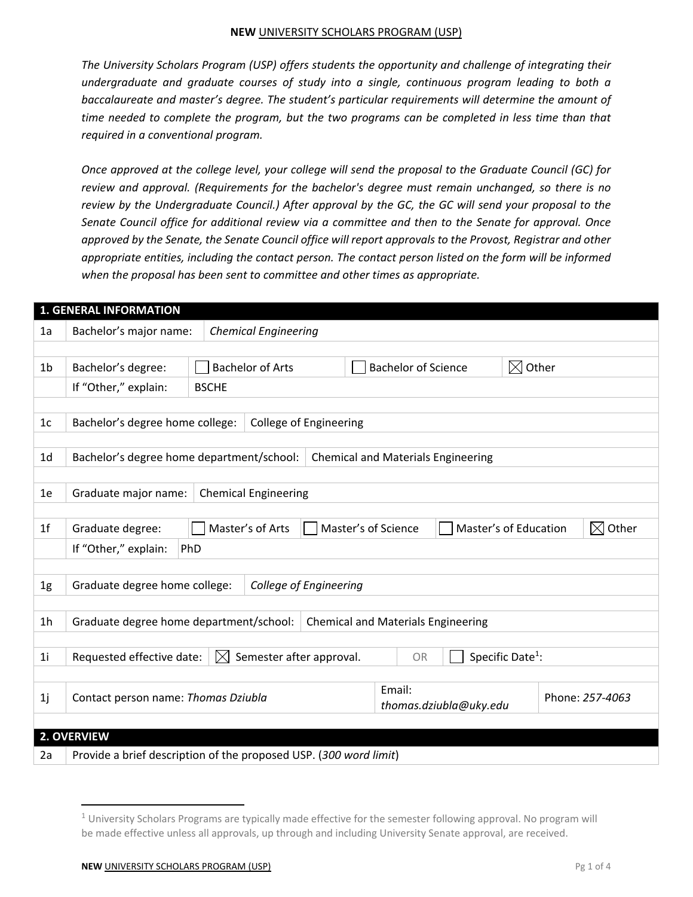**NEW** UNIVERSITY SCHOLARS PROGRAM (USP)

*The University Scholars Program (USP) offers students the opportunity and challenge of integrating their undergraduate and graduate courses of study into a single, continuous program leading to both a baccalaureate and master's degree. The student's particular requirements will determine the amount of time needed to complete the program, but the two programs can be completed in less time than that required in a conventional program.*

*Once approved at the college level, your college will send the proposal to the Graduate Council (GC) for review and approval. (Requirements for the bachelor's degree must remain unchanged, so there is no review by the Undergraduate Council.) After approval by the GC, the GC will send your proposal to the Senate Council office for additional review via a committee and then to the Senate for approval. Once approved by the Senate, the Senate Council office will report approvals to the Provost, Registrar and other appropriate entities, including the contact person. The contact person listed on the form will be informed when the proposal has been sent to committee and other times as appropriate.*

| **1. GENERAL INFORMATION** | | | | |
|---|---|---|---|---|
| 1a | Bachelor's major name: | *Chemical Engineering* | | |
| 1b | Bachelor's degree: | ☐ Bachelor of Arts | ☐ Bachelor of Science | ☒ Other |
| | If "Other," explain: | BSCHE | | |
| 1c | Bachelor's degree home college: | College of Engineering | | |
| 1d | Bachelor's degree home department/school: | Chemical and Materials Engineering | | |
| 1e | Graduate major name: | Chemical Engineering | | |
| 1f | Graduate degree: | ☐ Master's of Arts ☐ Master's of Science | ☐ Master's of Education | ☒ Other |
| | If "Other," explain: | PhD | | |
| 1g | Graduate degree home college: | *College of Engineering* | | |
| 1h | Graduate degree home department/school: | Chemical and Materials Engineering | | |
| 1i | Requested effective date: | ☒ Semester after approval. | OR | ☐ Specific Date[1]: |
| 1j | Contact person name: *Thomas Dziubla* | | Email: *thomas.dziubla@uky.edu* | Phone: *257-4063* |

| **2. OVERVIEW** | |
|---|---|
| 2a | Provide a brief description of the proposed USP. (*300 word limit*) |

[1] University Scholars Programs are typically made effective for the semester following approval. No program will be made effective unless all approvals, up through and including University Senate approval, are received.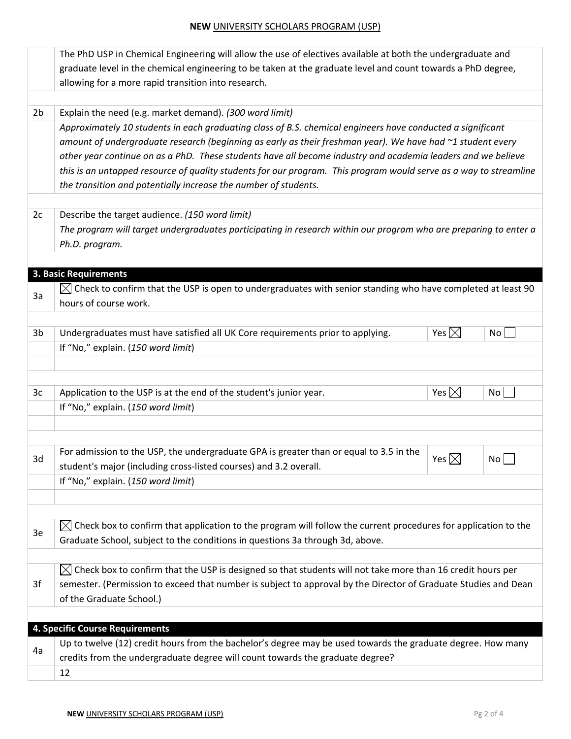The PhD USP in Chemical Engineering will allow the use of electives available at both the undergraduate and graduate level in the chemical engineering to be taken at the graduate level and count towards a PhD degree, allowing for a more rapid transition into research.

| | |
|---|---|
| 2b | Explain the need (e.g. market demand). *(300 word limit)* |
| | *Approximately 10 students in each graduating class of B.S. chemical engineers have conducted a significant amount of undergraduate research (beginning as early as their freshman year). We have had ~1 student every other year continue on as a PhD. These students have all become industry and academia leaders and we believe this is an untapped resource of quality students for our program. This program would serve as a way to streamline the transition and potentially increase the number of students.* |
| 2c | Describe the target audience. *(150 word limit)* |
| | *The program will target undergraduates participating in research within our program who are preparing to enter a Ph.D. program.* |

## 3. Basic Requirements

| | | | |
|---|---|---|---|
| 3a | ☒ Check to confirm that the USP is open to undergraduates with senior standing who have completed at least 90 hours of course work. | | |
| 3b | Undergraduates must have satisfied all UK Core requirements prior to applying. | Yes ☒ | No ☐ |
| | If "No," explain. (*150 word limit*) | | |
| 3c | Application to the USP is at the end of the student's junior year. | Yes ☒ | No ☐ |
| | If "No," explain. (*150 word limit*) | | |
| 3d | For admission to the USP, the undergraduate GPA is greater than or equal to 3.5 in the student's major (including cross-listed courses) and 3.2 overall. | Yes ☒ | No ☐ |
| | If "No," explain. (*150 word limit*) | | |
| 3e | ☒ Check box to confirm that application to the program will follow the current procedures for application to the Graduate School, subject to the conditions in questions 3a through 3d, above. | | |
| 3f | ☒ Check box to confirm that the USP is designed so that students will not take more than 16 credit hours per semester. (Permission to exceed that number is subject to approval by the Director of Graduate Studies and Dean of the Graduate School.) | | |

## 4. Specific Course Requirements

| | |
|---|---|
| 4a | Up to twelve (12) credit hours from the bachelor's degree may be used towards the graduate degree. How many credits from the undergraduate degree will count towards the graduate degree? |
| | 12 |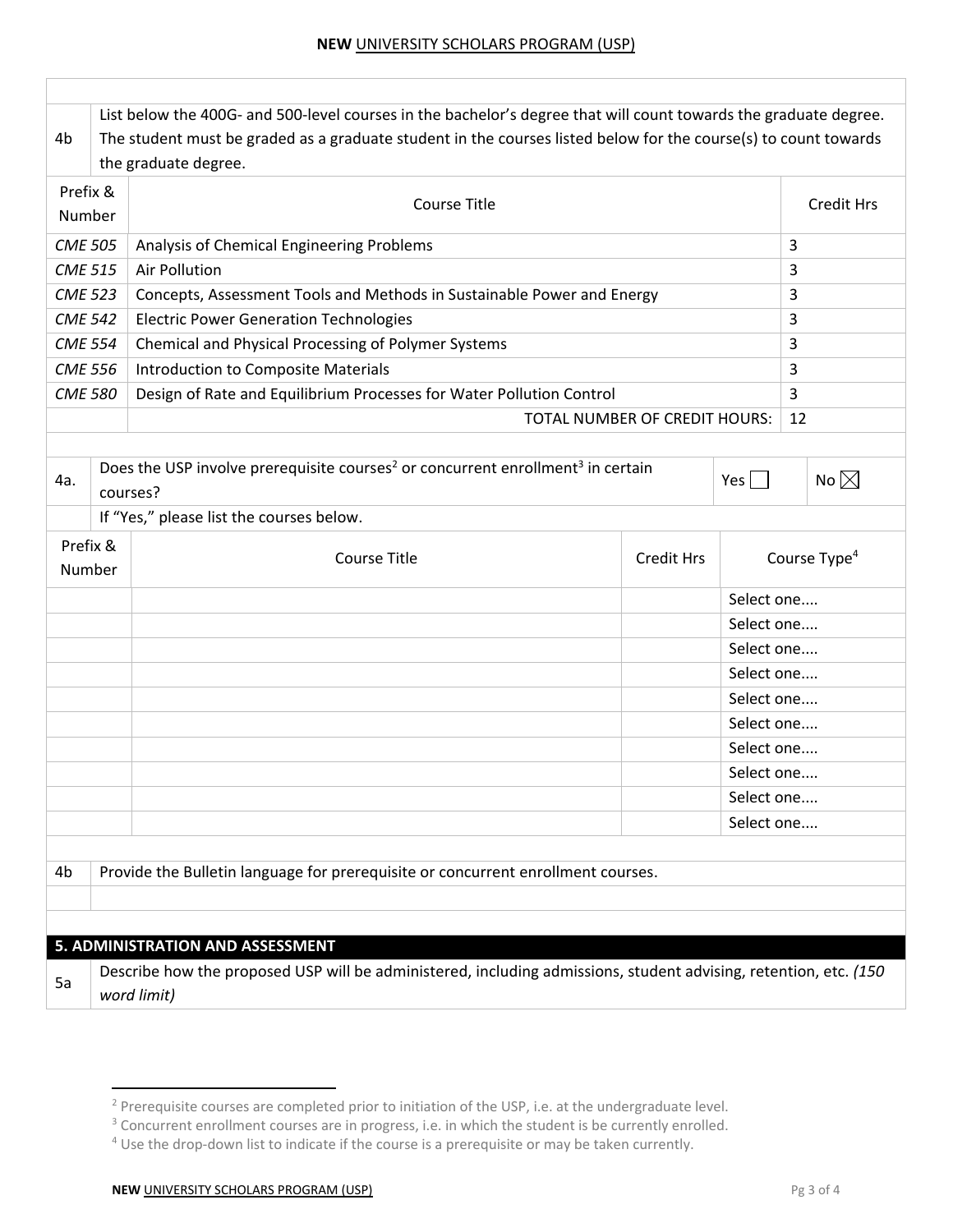4b List below the 400G- and 500-level courses in the bachelor's degree that will count towards the graduate degree. The student must be graded as a graduate student in the courses listed below for the course(s) to count towards the graduate degree.

| Prefix & Number | Course Title | Credit Hrs |
|---|---|---|
| *CME 505* | Analysis of Chemical Engineering Problems | 3 |
| *CME 515* | Air Pollution | 3 |
| *CME 523* | Concepts, Assessment Tools and Methods in Sustainable Power and Energy | 3 |
| *CME 542* | Electric Power Generation Technologies | 3 |
| *CME 554* | Chemical and Physical Processing of Polymer Systems | 3 |
| *CME 556* | Introduction to Composite Materials | 3 |
| *CME 580* | Design of Rate and Equilibrium Processes for Water Pollution Control | 3 |
| | TOTAL NUMBER OF CREDIT HOURS: | 12 |

4a. Does the USP involve prerequisite courses[2] or concurrent enrollment[3] in certain courses? Yes ☐ No ☒

If "Yes," please list the courses below.

| Prefix & Number | Course Title | Credit Hrs | Course Type[4] |
|---|---|---|---|
| | | | Select one.... |
| | | | Select one.... |
| | | | Select one.... |
| | | | Select one.... |
| | | | Select one.... |
| | | | Select one.... |
| | | | Select one.... |
| | | | Select one.... |
| | | | Select one.... |
| | | | Select one.... |

4b Provide the Bulletin language for prerequisite or concurrent enrollment courses.

## 5. ADMINISTRATION AND ASSESSMENT

5a Describe how the proposed USP will be administered, including admissions, student advising, retention, etc. *(150 word limit)*

---

[2] Prerequisite courses are completed prior to initiation of the USP, i.e. at the undergraduate level.

[3] Concurrent enrollment courses are in progress, i.e. in which the student is be currently enrolled.

[4] Use the drop-down list to indicate if the course is a prerequisite or may be taken currently.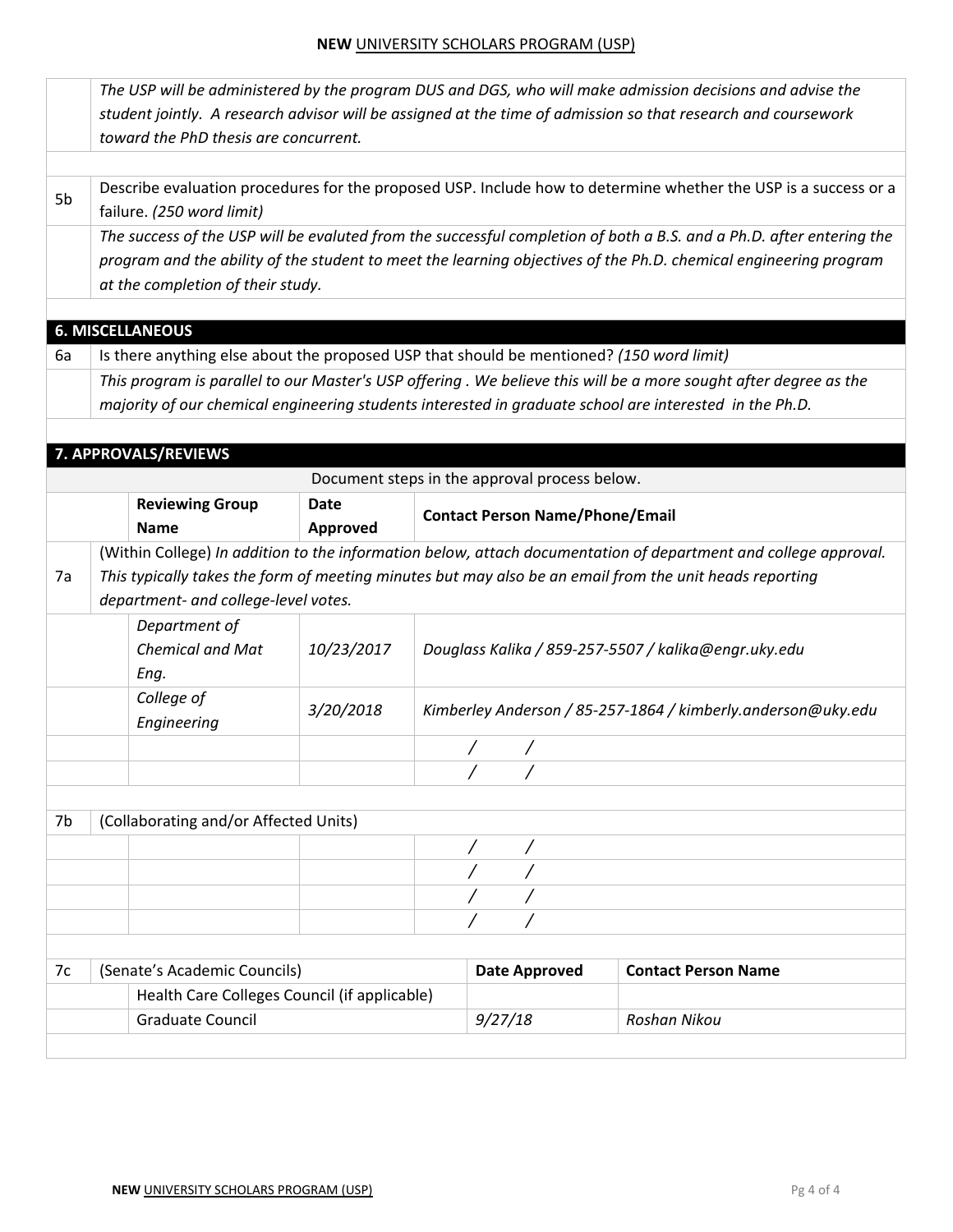*The USP will be administered by the program DUS and DGS, who will make admission decisions and advise the student jointly. A research advisor will be assigned at the time of admission so that research and coursework toward the PhD thesis are concurrent.*

| | |
|---|---|
| 5b | Describe evaluation procedures for the proposed USP. Include how to determine whether the USP is a success or a failure. *(250 word limit)* |
| | *The success of the USP will be evaluted from the successful completion of both a B.S. and a Ph.D. after entering the program and the ability of the student to meet the learning objectives of the Ph.D. chemical engineering program at the completion of their study.* |

## 6. MISCELLANEOUS

| | |
|---|---|
| 6a | Is there anything else about the proposed USP that should be mentioned? *(150 word limit)* |
| | *This program is parallel to our Master's USP offering . We believe this will be a more sought after degree as the majority of our chemical engineering students interested in graduate school are interested in the Ph.D.* |

## 7. APPROVALS/REVIEWS

Document steps in the approval process below.

| | Reviewing Group Name | Date Approved | Contact Person Name/Phone/Email |
|---|---|---|---|
| 7a | (Within College) *In addition to the information below, attach documentation of department and college approval. This typically takes the form of meeting minutes but may also be an email from the unit heads reporting department- and college-level votes.* | | |
| | *Department of Chemical and Mat Eng.* | *10/23/2017* | *Douglass Kalika / 859-257-5507 / kalika@engr.uky.edu* |
| | *College of Engineering* | *3/20/2018* | *Kimberley Anderson / 85-257-1864 / kimberly.anderson@uky.edu* |
| | | | / / |
| | | | / / |
| 7b | (Collaborating and/or Affected Units) | | |
| | | | / / |
| | | | / / |
| | | | / / |
| | | | / / |

| 7c | (Senate's Academic Councils) | Date Approved | Contact Person Name |
|---|---|---|---|
| | Health Care Colleges Council (if applicable) | | |
| | Graduate Council | *9/27/18* | *Roshan Nikou* |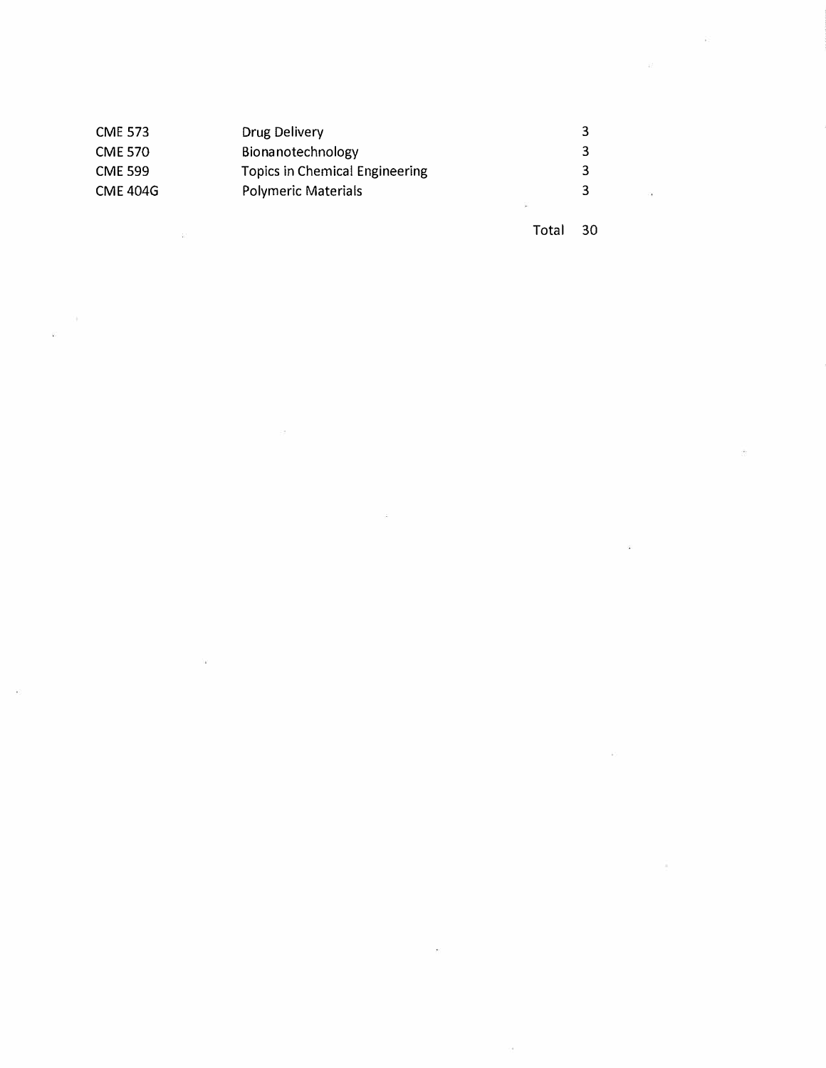| | | |
|---|---|---|
| CME 573 | Drug Delivery | 3 |
| CME 570 | Bionanotechnology | 3 |
| CME 599 | Topics in Chemical Engineering | 3 |
| CME 404G | Polymeric Materials | 3 |
| | Total | 30 |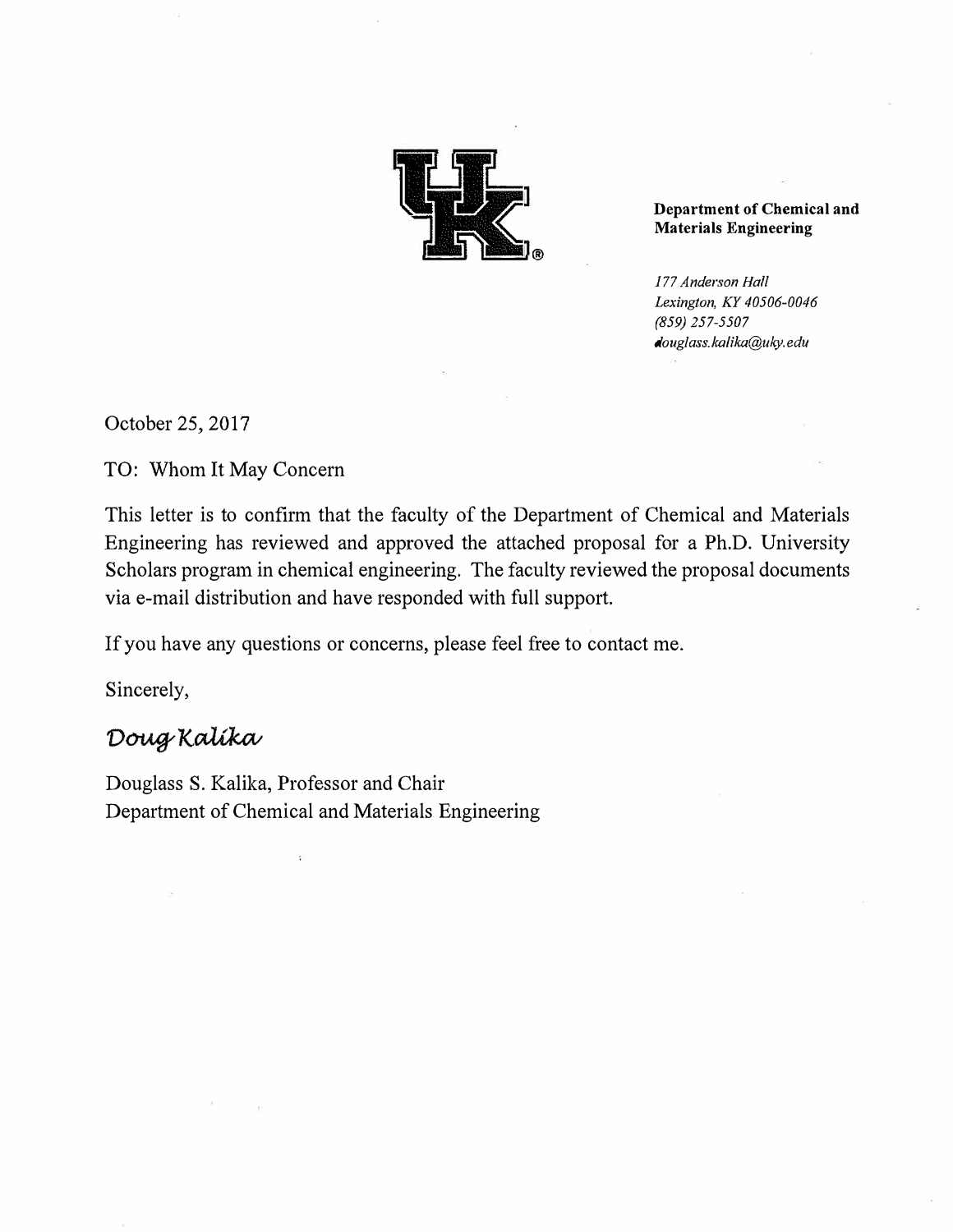**Department of Chemical and Materials Engineering**

*177 Anderson Hall*
*Lexington, KY 40506-0046*
*(859) 257-5507*
*douglass.kalika@uky.edu*

October 25, 2017

TO: Whom It May Concern

This letter is to confirm that the faculty of the Department of Chemical and Materials Engineering has reviewed and approved the attached proposal for a Ph.D. University Scholars program in chemical engineering. The faculty reviewed the proposal documents via e-mail distribution and have responded with full support.

If you have any questions or concerns, please feel free to contact me.

Sincerely,

*Doug Kalika*

Douglass S. Kalika, Professor and Chair
Department of Chemical and Materials Engineering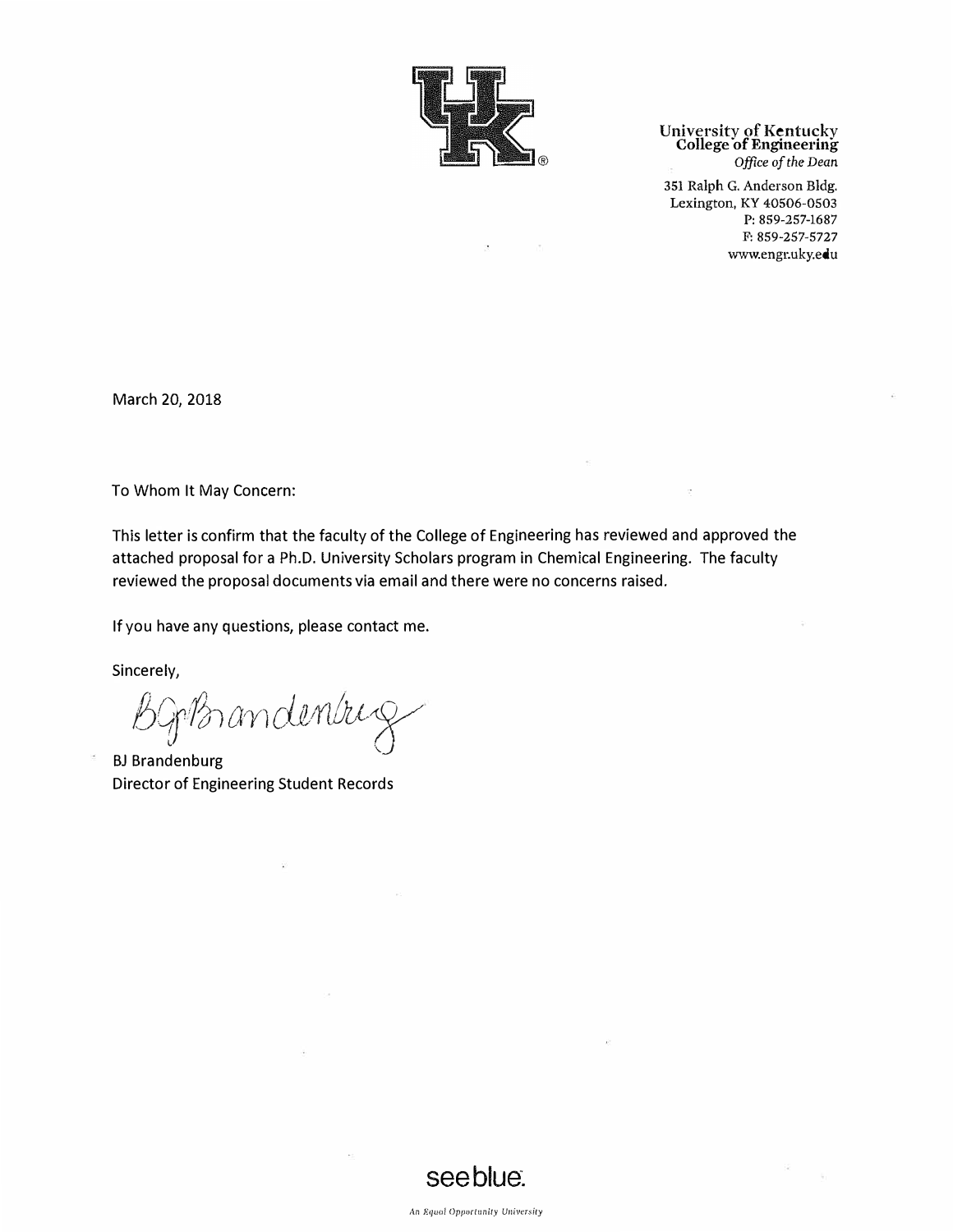University of Kentucky
**College of Engineering**
*Office of the Dean*

351 Ralph G. Anderson Bldg.
Lexington, KY 40506-0503
P: 859-257-1687
F: 859-257-5727
www.engr.uky.edu

March 20, 2018

To Whom It May Concern:

This letter is confirm that the faculty of the College of Engineering has reviewed and approved the attached proposal for a Ph.D. University Scholars program in Chemical Engineering. The faculty reviewed the proposal documents via email and there were no concerns raised.

If you have any questions, please contact me.

Sincerely,

BJ Brandenburg
Director of Engineering Student Records

see blue.

*An Equal Opportunity University*